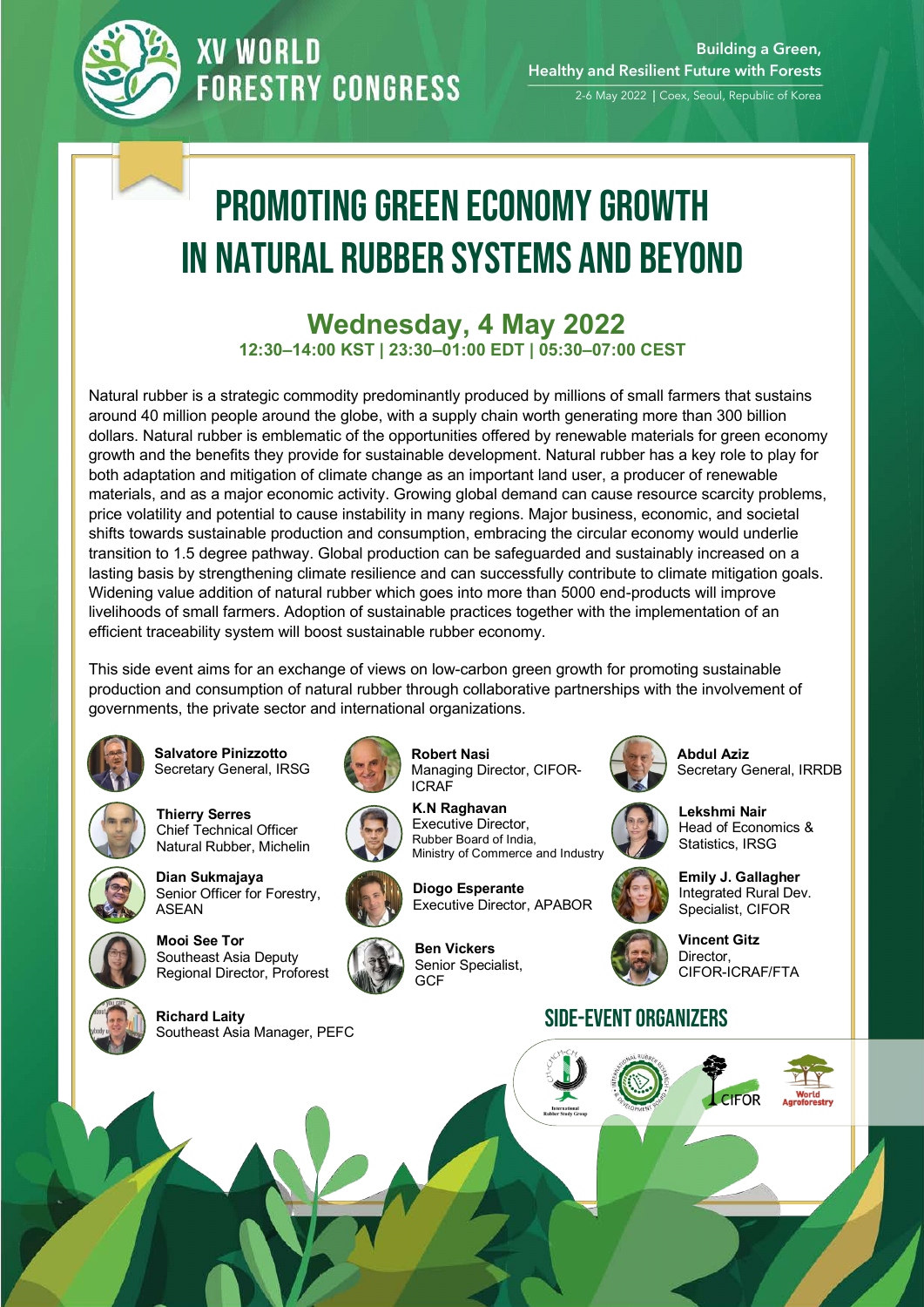XV WORLD FORESTRY CONGRESS

Building a Green, Healthy and Resilient Future with Forests

2-6 May 2022 | Coex, Seoul, Republic of Korea

# PROMOTING GREEN ECONOMY GROWTH IN NATURAL RUBBER SYSTEMS AND BEYOND

## Wednesday, 4 May 2022

**12:30–14:00 KST | 23:30–01:00 EDT | 05:30–07:00 CEST**

Natural rubber is a strategic commodity predominantly produced by millions of small farmers that sustains around 40 million people around the globe, with a supply chain worth generating more than 300 billion dollars. Natural rubber is emblematic of the opportunities offered by renewable materials for green economy growth and the benefits they provide for sustainable development. Natural rubber has a key role to play for both adaptation and mitigation of climate change as an important land user, a producer of renewable materials, and as a major economic activity. Growing global demand can cause resource scarcity problems, price volatility and potential to cause instability in many regions. Major business, economic, and societal shifts towards sustainable production and consumption, embracing the circular economy would underlie transition to 1.5 degree pathway. Global production can be safeguarded and sustainably increased on a lasting basis by strengthening climate resilience and can successfully contribute to climate mitigation goals. Widening value addition of natural rubber which goes into more than 5000 end-products will improve livelihoods of small farmers. Adoption of sustainable practices together with the implementation of an efficient traceability system will boost sustainable rubber economy.

This side event aims for an exchange of views on low-carbon green growth for promoting sustainable production and consumption of natural rubber through collaborative partnerships with the involvement of governments, the private sector and international organizations.

**Salvatore Pinizzotto**
Secretary General, IRSG

**Thierry Serres**
Chief Technical Officer Natural Rubber, Michelin

**Dian Sukmajaya**
Senior Officer for Forestry, ASEAN

**Mooi See Tor**
Southeast Asia Deputy Regional Director, Proforest

**Richard Laity**
Southeast Asia Manager, PEFC

**Robert Nasi**
Managing Director, CIFOR-ICRAF

**K.N Raghavan**
Executive Director, Rubber Board of India, Ministry of Commerce and Industry

**Diogo Esperante**
Executive Director, APABOR

**Ben Vickers**
Senior Specialist, GCF

**Abdul Aziz**
Secretary General, IRRDB

**Lekshmi Nair**
Head of Economics & Statistics, IRSG

**Emily J. Gallagher**
Integrated Rural Dev. Specialist, CIFOR

**Vincent Gitz**
Director, CIFOR-ICRAF/FTA

## SIDE-EVENT ORGANIZERS

International Rubber Study Group · International Rubber Research & Development Board · CIFOR · World Agroforestry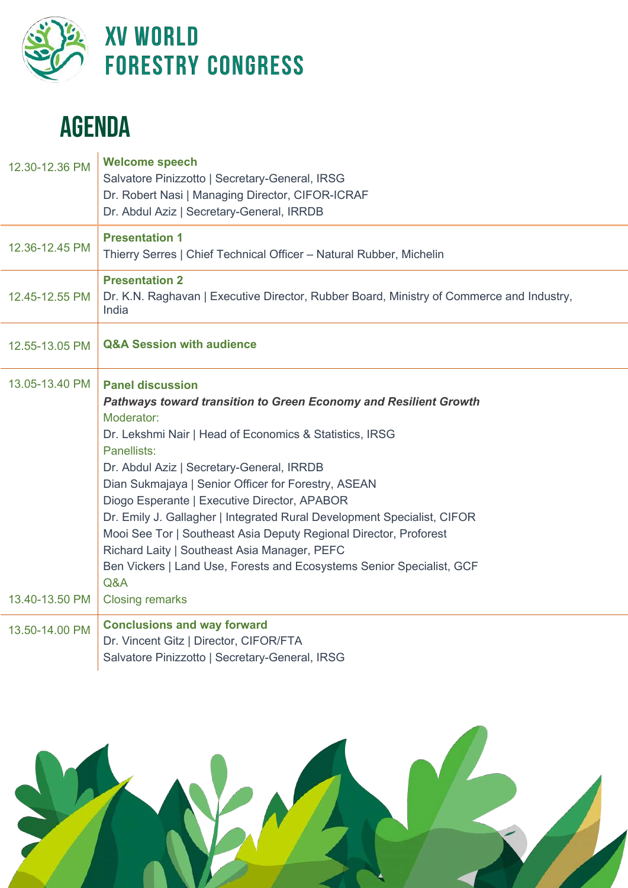# XV WORLD FORESTRY CONGRESS

## AGENDA

| | |
|---|---|
| 12.30-12.36 PM | **Welcome speech**<br>Salvatore Pinizzotto \| Secretary-General, IRSG<br>Dr. Robert Nasi \| Managing Director, CIFOR-ICRAF<br>Dr. Abdul Aziz \| Secretary-General, IRRDB |
| 12.36-12.45 PM | **Presentation 1**<br>Thierry Serres \| Chief Technical Officer – Natural Rubber, Michelin |
| 12.45-12.55 PM | **Presentation 2**<br>Dr. K.N. Raghavan \| Executive Director, Rubber Board, Ministry of Commerce and Industry, India |
| 12.55-13.05 PM | **Q&A Session with audience** |
| 13.05-13.40 PM | **Panel discussion**<br>***Pathways toward transition to Green Economy and Resilient Growth***<br>Moderator:<br>Dr. Lekshmi Nair \| Head of Economics & Statistics, IRSG<br>Panellists:<br>Dr. Abdul Aziz \| Secretary-General, IRRDB<br>Dian Sukmajaya \| Senior Officer for Forestry, ASEAN<br>Diogo Esperante \| Executive Director, APABOR<br>Dr. Emily J. Gallagher \| Integrated Rural Development Specialist, CIFOR<br>Mooi See Tor \| Southeast Asia Deputy Regional Director, Proforest<br>Richard Laity \| Southeast Asia Manager, PEFC<br>Ben Vickers \| Land Use, Forests and Ecosystems Senior Specialist, GCF<br>Q&A |
| 13.40-13.50 PM | Closing remarks |
| 13.50-14.00 PM | **Conclusions and way forward**<br>Dr. Vincent Gitz \| Director, CIFOR/FTA<br>Salvatore Pinizzotto \| Secretary-General, IRSG |